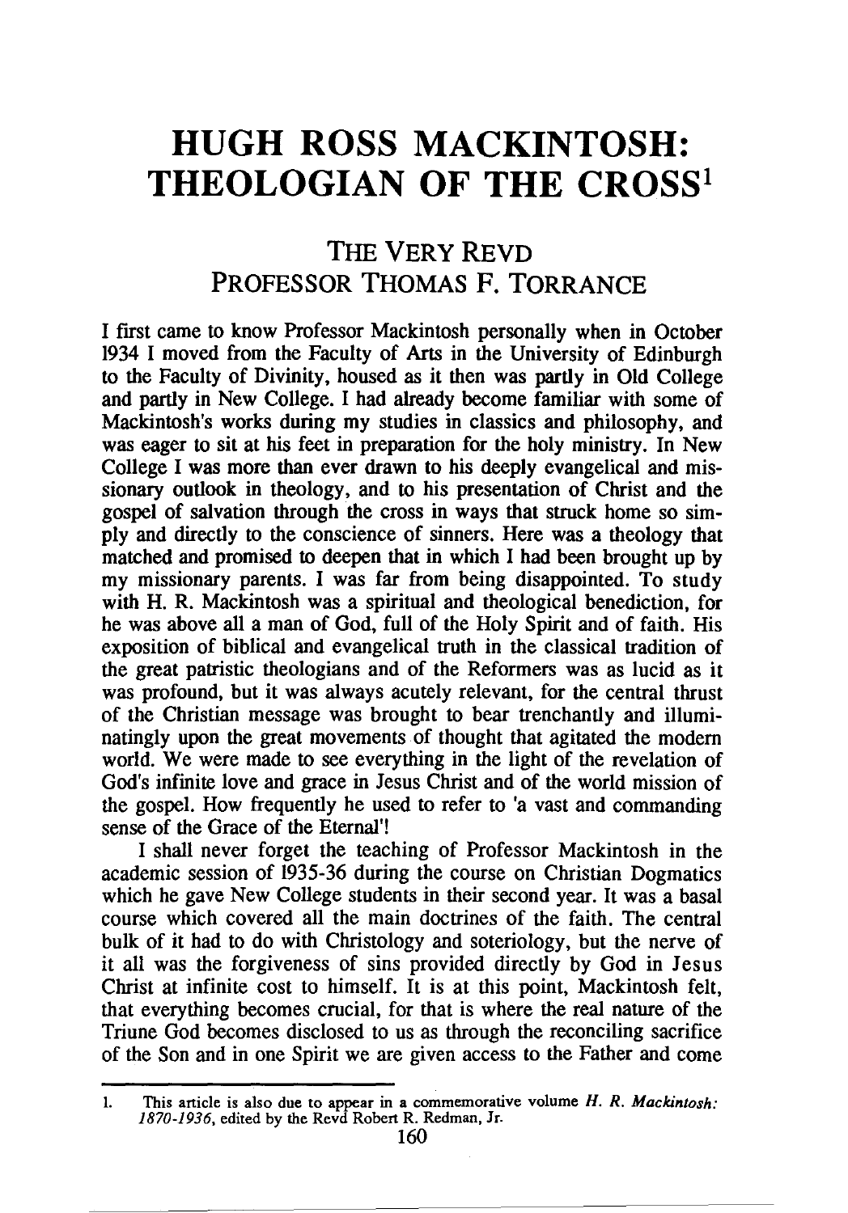# HUGH ROSS MACKINTOSH: THEOLOGIAN OF THE CROSS[1]

## THE VERY REVD PROFESSOR THOMAS F. TORRANCE

I first came to know Professor Mackintosh personally when in October 1934 I moved from the Faculty of Arts in the University of Edinburgh to the Faculty of Divinity, housed as it then was partly in Old College and partly in New College. I had already become familiar with some of Mackintosh's works during my studies in classics and philosophy, and was eager to sit at his feet in preparation for the holy ministry. In New College I was more than ever drawn to his deeply evangelical and missionary outlook in theology, and to his presentation of Christ and the gospel of salvation through the cross in ways that struck home so simply and directly to the conscience of sinners. Here was a theology that matched and promised to deepen that in which I had been brought up by my missionary parents. I was far from being disappointed. To study with H. R. Mackintosh was a spiritual and theological benediction, for he was above all a man of God, full of the Holy Spirit and of faith. His exposition of biblical and evangelical truth in the classical tradition of the great patristic theologians and of the Reformers was as lucid as it was profound, but it was always acutely relevant, for the central thrust of the Christian message was brought to bear trenchantly and illuminatingly upon the great movements of thought that agitated the modern world. We were made to see everything in the light of the revelation of God's infinite love and grace in Jesus Christ and of the world mission of the gospel. How frequently he used to refer to 'a vast and commanding sense of the Grace of the Eternal'!

I shall never forget the teaching of Professor Mackintosh in the academic session of 1935-36 during the course on Christian Dogmatics which he gave New College students in their second year. It was a basal course which covered all the main doctrines of the faith. The central bulk of it had to do with Christology and soteriology, but the nerve of it all was the forgiveness of sins provided directly by God in Jesus Christ at infinite cost to himself. It is at this point, Mackintosh felt, that everything becomes crucial, for that is where the real nature of the Triune God becomes disclosed to us as through the reconciling sacrifice of the Son and in one Spirit we are given access to the Father and come

---

1. This article is also due to appear in a commemorative volume *H. R. Mackintosh: 1870-1936*, edited by the Revd Robert R. Redman, Jr.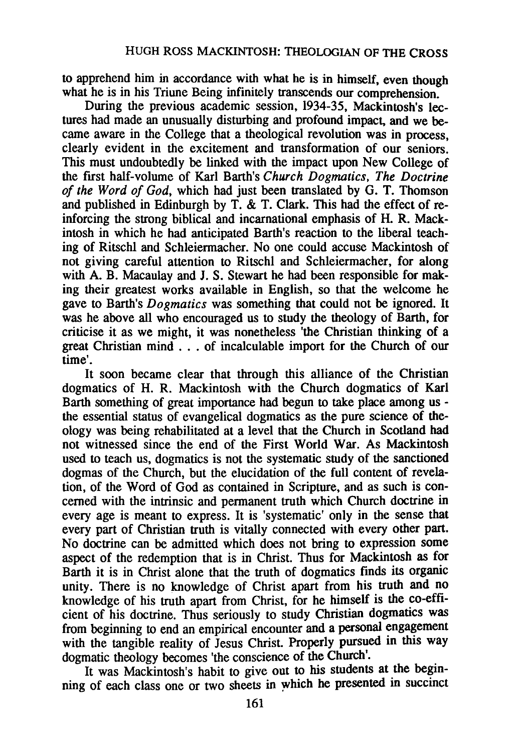to apprehend him in accordance with what he is in himself, even though what he is in his Triune Being infinitely transcends our comprehension.

During the previous academic session, 1934-35, Mackintosh's lectures had made an unusually disturbing and profound impact, and we became aware in the College that a theological revolution was in process, clearly evident in the excitement and transformation of our seniors. This must undoubtedly be linked with the impact upon New College of the first half-volume of Karl Barth's *Church Dogmatics, The Doctrine of the Word of God*, which had just been translated by G. T. Thomson and published in Edinburgh by T. & T. Clark. This had the effect of reinforcing the strong biblical and incarnational emphasis of H. R. Mackintosh in which he had anticipated Barth's reaction to the liberal teaching of Ritschl and Schleiermacher. No one could accuse Mackintosh of not giving careful attention to Ritschl and Schleiermacher, for along with A. B. Macaulay and J. S. Stewart he had been responsible for making their greatest works available in English, so that the welcome he gave to Barth's *Dogmatics* was something that could not be ignored. It was he above all who encouraged us to study the theology of Barth, for criticise it as we might, it was nonetheless 'the Christian thinking of a great Christian mind . . . of incalculable import for the Church of our time'.

It soon became clear that through this alliance of the Christian dogmatics of H. R. Mackintosh with the Church dogmatics of Karl Barth something of great importance had begun to take place among us - the essential status of evangelical dogmatics as the pure science of theology was being rehabilitated at a level that the Church in Scotland had not witnessed since the end of the First World War. As Mackintosh used to teach us, dogmatics is not the systematic study of the sanctioned dogmas of the Church, but the elucidation of the full content of revelation, of the Word of God as contained in Scripture, and as such is concerned with the intrinsic and permanent truth which Church doctrine in every age is meant to express. It is 'systematic' only in the sense that every part of Christian truth is vitally connected with every other part. No doctrine can be admitted which does not bring to expression some aspect of the redemption that is in Christ. Thus for Mackintosh as for Barth it is in Christ alone that the truth of dogmatics finds its organic unity. There is no knowledge of Christ apart from his truth and no knowledge of his truth apart from Christ, for he himself is the co-efficient of his doctrine. Thus seriously to study Christian dogmatics was from beginning to end an empirical encounter and a personal engagement with the tangible reality of Jesus Christ. Properly pursued in this way dogmatic theology becomes 'the conscience of the Church'.

It was Mackintosh's habit to give out to his students at the beginning of each class one or two sheets in which he presented in succinct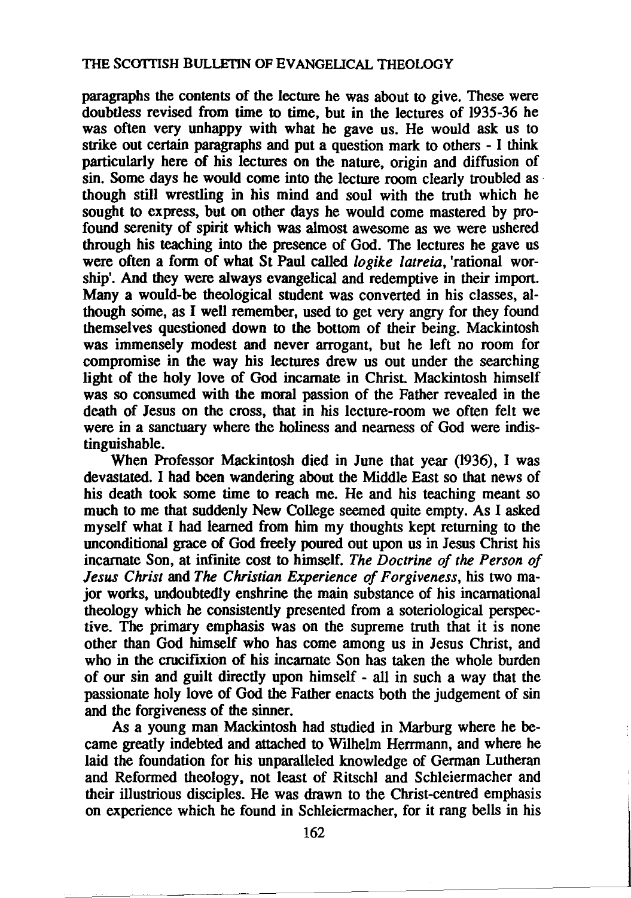paragraphs the contents of the lecture he was about to give. These were doubtless revised from time to time, but in the lectures of 1935-36 he was often very unhappy with what he gave us. He would ask us to strike out certain paragraphs and put a question mark to others - I think particularly here of his lectures on the nature, origin and diffusion of sin. Some days he would come into the lecture room clearly troubled as though still wrestling in his mind and soul with the truth which he sought to express, but on other days he would come mastered by profound serenity of spirit which was almost awesome as we were ushered through his teaching into the presence of God. The lectures he gave us were often a form of what St Paul called *logike latreia*, 'rational worship'. And they were always evangelical and redemptive in their import. Many a would-be theological student was converted in his classes, although some, as I well remember, used to get very angry for they found themselves questioned down to the bottom of their being. Mackintosh was immensely modest and never arrogant, but he left no room for compromise in the way his lectures drew us out under the searching light of the holy love of God incarnate in Christ. Mackintosh himself was so consumed with the moral passion of the Father revealed in the death of Jesus on the cross, that in his lecture-room we often felt we were in a sanctuary where the holiness and nearness of God were indistinguishable.

When Professor Mackintosh died in June that year (1936), I was devastated. I had been wandering about the Middle East so that news of his death took some time to reach me. He and his teaching meant so much to me that suddenly New College seemed quite empty. As I asked myself what I had learned from him my thoughts kept returning to the unconditional grace of God freely poured out upon us in Jesus Christ his incarnate Son, at infinite cost to himself. *The Doctrine of the Person of Jesus Christ* and *The Christian Experience of Forgiveness*, his two major works, undoubtedly enshrine the main substance of his incarnational theology which he consistently presented from a soteriological perspective. The primary emphasis was on the supreme truth that it is none other than God himself who has come among us in Jesus Christ, and who in the crucifixion of his incarnate Son has taken the whole burden of our sin and guilt directly upon himself - all in such a way that the passionate holy love of God the Father enacts both the judgement of sin and the forgiveness of the sinner.

As a young man Mackintosh had studied in Marburg where he became greatly indebted and attached to Wilhelm Herrmann, and where he laid the foundation for his unparalleled knowledge of German Lutheran and Reformed theology, not least of Ritschl and Schleiermacher and their illustrious disciples. He was drawn to the Christ-centred emphasis on experience which he found in Schleiermacher, for it rang bells in his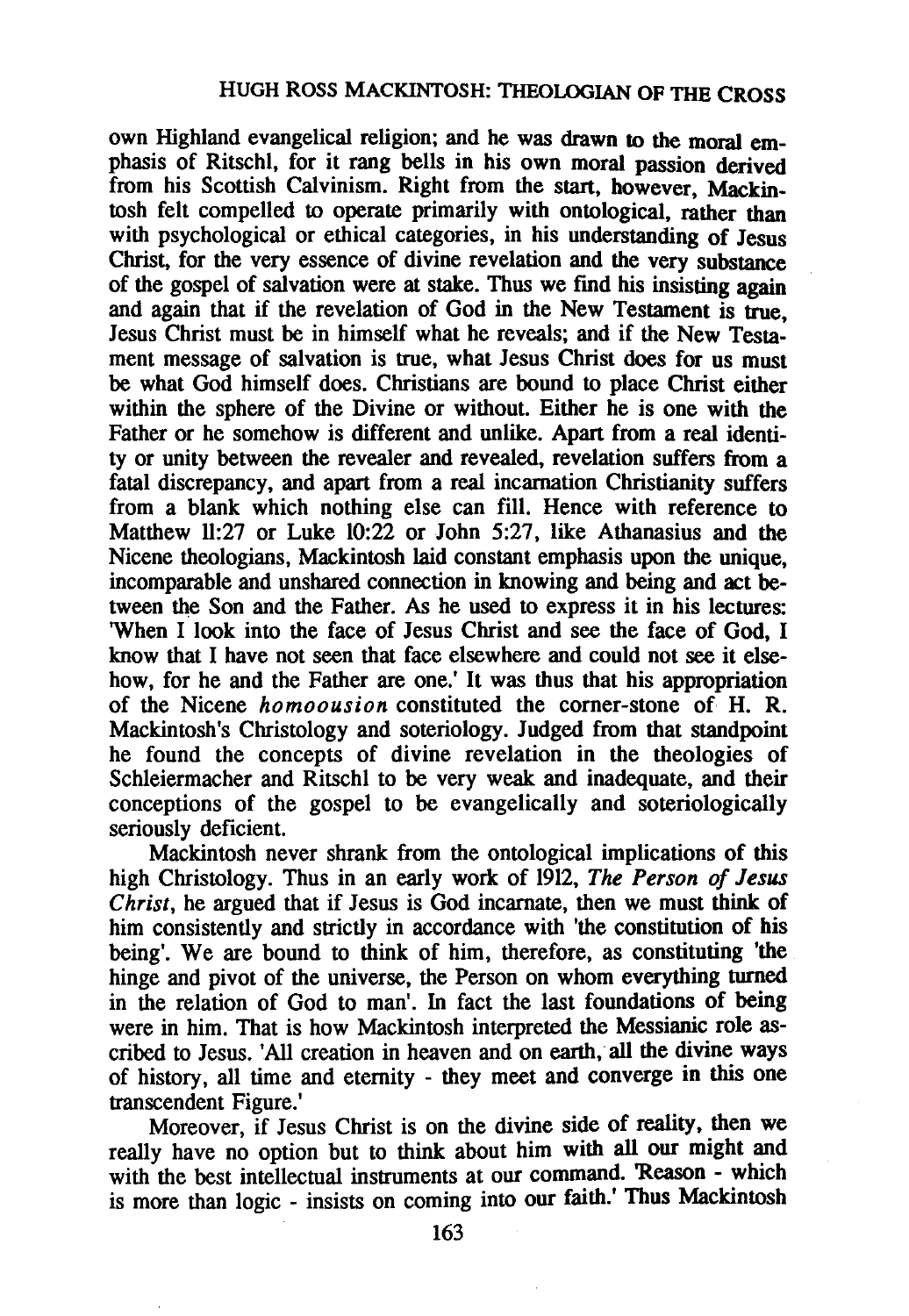own Highland evangelical religion; and he was drawn to the moral emphasis of Ritschl, for it rang bells in his own moral passion derived from his Scottish Calvinism. Right from the start, however, Mackintosh felt compelled to operate primarily with ontological, rather than with psychological or ethical categories, in his understanding of Jesus Christ, for the very essence of divine revelation and the very substance of the gospel of salvation were at stake. Thus we find his insisting again and again that if the revelation of God in the New Testament is true, Jesus Christ must be in himself what he reveals; and if the New Testament message of salvation is true, what Jesus Christ does for us must be what God himself does. Christians are bound to place Christ either within the sphere of the Divine or without. Either he is one with the Father or he somehow is different and unlike. Apart from a real identity or unity between the revealer and revealed, revelation suffers from a fatal discrepancy, and apart from a real incarnation Christianity suffers from a blank which nothing else can fill. Hence with reference to Matthew 11:27 or Luke 10:22 or John 5:27, like Athanasius and the Nicene theologians, Mackintosh laid constant emphasis upon the unique, incomparable and unshared connection in knowing and being and act between the Son and the Father. As he used to express it in his lectures: 'When I look into the face of Jesus Christ and see the face of God, I know that I have not seen that face elsewhere and could not see it elsehow, for he and the Father are one.' It was thus that his appropriation of the Nicene *homoousion* constituted the corner-stone of H. R. Mackintosh's Christology and soteriology. Judged from that standpoint he found the concepts of divine revelation in the theologies of Schleiermacher and Ritschl to be very weak and inadequate, and their conceptions of the gospel to be evangelically and soteriologically seriously deficient.

Mackintosh never shrank from the ontological implications of this high Christology. Thus in an early work of 1912, *The Person of Jesus Christ*, he argued that if Jesus is God incarnate, then we must think of him consistently and strictly in accordance with 'the constitution of his being'. We are bound to think of him, therefore, as constituting 'the hinge and pivot of the universe, the Person on whom everything turned in the relation of God to man'. In fact the last foundations of being were in him. That is how Mackintosh interpreted the Messianic role ascribed to Jesus. 'All creation in heaven and on earth, all the divine ways of history, all time and eternity - they meet and converge in this one transcendent Figure.'

Moreover, if Jesus Christ is on the divine side of reality, then we really have no option but to think about him with all our might and with the best intellectual instruments at our command. 'Reason - which is more than logic - insists on coming into our faith.' Thus Mackintosh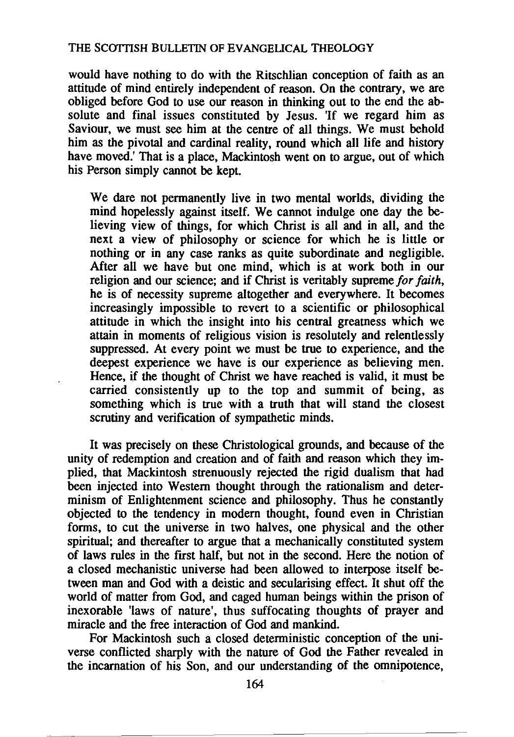would have nothing to do with the Ritschlian conception of faith as an attitude of mind entirely independent of reason. On the contrary, we are obliged before God to use our reason in thinking out to the end the absolute and final issues constituted by Jesus. 'If we regard him as Saviour, we must see him at the centre of all things. We must behold him as the pivotal and cardinal reality, round which all life and history have moved.' That is a place, Mackintosh went on to argue, out of which his Person simply cannot be kept.

> We dare not permanently live in two mental worlds, dividing the mind hopelessly against itself. We cannot indulge one day the believing view of things, for which Christ is all and in all, and the next a view of philosophy or science for which he is little or nothing or in any case ranks as quite subordinate and negligible. After all we have but one mind, which is at work both in our religion and our science; and if Christ is veritably supreme *for faith*, he is of necessity supreme altogether and everywhere. It becomes increasingly impossible to revert to a scientific or philosophical attitude in which the insight into his central greatness which we attain in moments of religious vision is resolutely and relentlessly suppressed. At every point we must be true to experience, and the deepest experience we have is our experience as believing men. Hence, if the thought of Christ we have reached is valid, it must be carried consistently up to the top and summit of being, as something which is true with a truth that will stand the closest scrutiny and verification of sympathetic minds.

It was precisely on these Christological grounds, and because of the unity of redemption and creation and of faith and reason which they implied, that Mackintosh strenuously rejected the rigid dualism that had been injected into Western thought through the rationalism and determinism of Enlightenment science and philosophy. Thus he constantly objected to the tendency in modern thought, found even in Christian forms, to cut the universe in two halves, one physical and the other spiritual; and thereafter to argue that a mechanically constituted system of laws rules in the first half, but not in the second. Here the notion of a closed mechanistic universe had been allowed to interpose itself between man and God with a deistic and secularising effect. It shut off the world of matter from God, and caged human beings within the prison of inexorable 'laws of nature', thus suffocating thoughts of prayer and miracle and the free interaction of God and mankind.

For Mackintosh such a closed deterministic conception of the universe conflicted sharply with the nature of God the Father revealed in the incarnation of his Son, and our understanding of the omnipotence,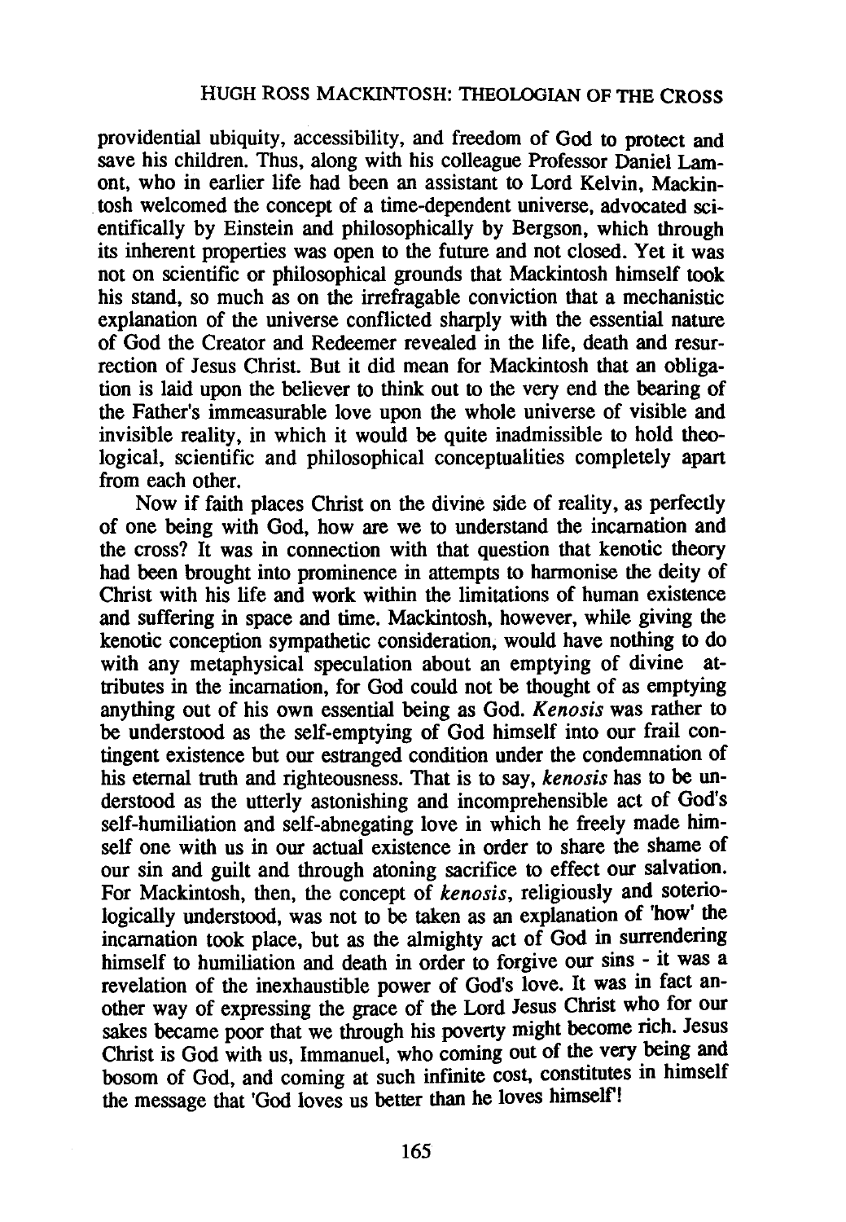providential ubiquity, accessibility, and freedom of God to protect and save his children. Thus, along with his colleague Professor Daniel Lamont, who in earlier life had been an assistant to Lord Kelvin, Mackintosh welcomed the concept of a time-dependent universe, advocated scientifically by Einstein and philosophically by Bergson, which through its inherent properties was open to the future and not closed. Yet it was not on scientific or philosophical grounds that Mackintosh himself took his stand, so much as on the irrefragable conviction that a mechanistic explanation of the universe conflicted sharply with the essential nature of God the Creator and Redeemer revealed in the life, death and resurrection of Jesus Christ. But it did mean for Mackintosh that an obligation is laid upon the believer to think out to the very end the bearing of the Father's immeasurable love upon the whole universe of visible and invisible reality, in which it would be quite inadmissible to hold theological, scientific and philosophical conceptualities completely apart from each other.

Now if faith places Christ on the divine side of reality, as perfectly of one being with God, how are we to understand the incarnation and the cross? It was in connection with that question that kenotic theory had been brought into prominence in attempts to harmonise the deity of Christ with his life and work within the limitations of human existence and suffering in space and time. Mackintosh, however, while giving the kenotic conception sympathetic consideration, would have nothing to do with any metaphysical speculation about an emptying of divine attributes in the incarnation, for God could not be thought of as emptying anything out of his own essential being as God. *Kenosis* was rather to be understood as the self-emptying of God himself into our frail contingent existence but our estranged condition under the condemnation of his eternal truth and righteousness. That is to say, *kenosis* has to be understood as the utterly astonishing and incomprehensible act of God's self-humiliation and self-abnegating love in which he freely made himself one with us in our actual existence in order to share the shame of our sin and guilt and through atoning sacrifice to effect our salvation. For Mackintosh, then, the concept of *kenosis*, religiously and soteriologically understood, was not to be taken as an explanation of 'how' the incarnation took place, but as the almighty act of God in surrendering himself to humiliation and death in order to forgive our sins - it was a revelation of the inexhaustible power of God's love. It was in fact another way of expressing the grace of the Lord Jesus Christ who for our sakes became poor that we through his poverty might become rich. Jesus Christ is God with us, Immanuel, who coming out of the very being and bosom of God, and coming at such infinite cost, constitutes in himself the message that 'God loves us better than he loves himself'!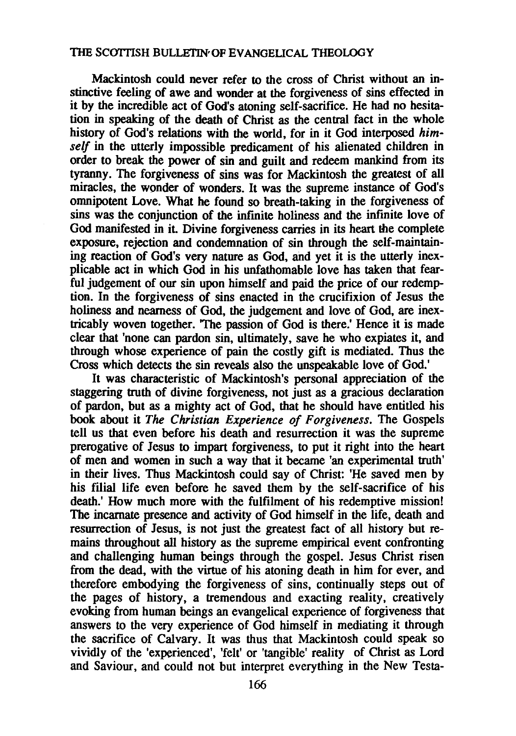Mackintosh could never refer to the cross of Christ without an instinctive feeling of awe and wonder at the forgiveness of sins effected in it by the incredible act of God's atoning self-sacrifice. He had no hesitation in speaking of the death of Christ as the central fact in the whole history of God's relations with the world, for in it God interposed *himself* in the utterly impossible predicament of his alienated children in order to break the power of sin and guilt and redeem mankind from its tyranny. The forgiveness of sins was for Mackintosh the greatest of all miracles, the wonder of wonders. It was the supreme instance of God's omnipotent Love. What he found so breath-taking in the forgiveness of sins was the conjunction of the infinite holiness and the infinite love of God manifested in it. Divine forgiveness carries in its heart the complete exposure, rejection and condemnation of sin through the self-maintaining reaction of God's very nature as God, and yet it is the utterly inexplicable act in which God in his unfathomable love has taken that fearful judgement of our sin upon himself and paid the price of our redemption. In the forgiveness of sins enacted in the crucifixion of Jesus the holiness and nearness of God, the judgement and love of God, are inextricably woven together. 'The passion of God is there.' Hence it is made clear that 'none can pardon sin, ultimately, save he who expiates it, and through whose experience of pain the costly gift is mediated. Thus the Cross which detects the sin reveals also the unspeakable love of God.'

It was characteristic of Mackintosh's personal appreciation of the staggering truth of divine forgiveness, not just as a gracious declaration of pardon, but as a mighty act of God, that he should have entitled his book about it *The Christian Experience of Forgiveness*. The Gospels tell us that even before his death and resurrection it was the supreme prerogative of Jesus to impart forgiveness, to put it right into the heart of men and women in such a way that it became 'an experimental truth' in their lives. Thus Mackintosh could say of Christ: 'He saved men by his filial life even before he saved them by the self-sacrifice of his death.' How much more with the fulfilment of his redemptive mission! The incarnate presence and activity of God himself in the life, death and resurrection of Jesus, is not just the greatest fact of all history but remains throughout all history as the supreme empirical event confronting and challenging human beings through the gospel. Jesus Christ risen from the dead, with the virtue of his atoning death in him for ever, and therefore embodying the forgiveness of sins, continually steps out of the pages of history, a tremendous and exacting reality, creatively evoking from human beings an evangelical experience of forgiveness that answers to the very experience of God himself in mediating it through the sacrifice of Calvary. It was thus that Mackintosh could speak so vividly of the 'experienced', 'felt' or 'tangible' reality of Christ as Lord and Saviour, and could not but interpret everything in the New Testa-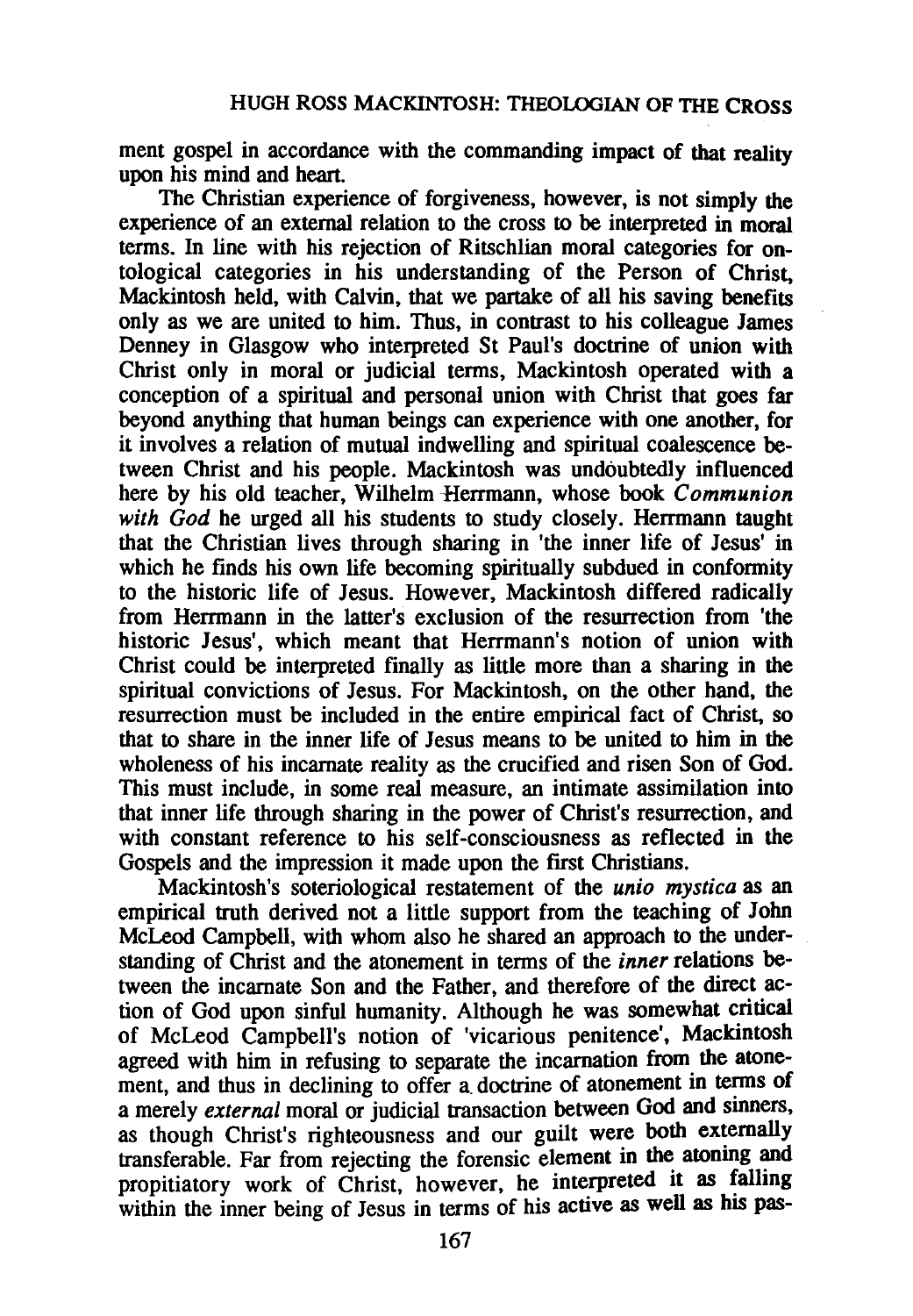ment gospel in accordance with the commanding impact of that reality upon his mind and heart.

The Christian experience of forgiveness, however, is not simply the experience of an external relation to the cross to be interpreted in moral terms. In line with his rejection of Ritschlian moral categories for ontological categories in his understanding of the Person of Christ, Mackintosh held, with Calvin, that we partake of all his saving benefits only as we are united to him. Thus, in contrast to his colleague James Denney in Glasgow who interpreted St Paul's doctrine of union with Christ only in moral or judicial terms, Mackintosh operated with a conception of a spiritual and personal union with Christ that goes far beyond anything that human beings can experience with one another, for it involves a relation of mutual indwelling and spiritual coalescence between Christ and his people. Mackintosh was undoubtedly influenced here by his old teacher, Wilhelm Herrmann, whose book *Communion with God* he urged all his students to study closely. Herrmann taught that the Christian lives through sharing in 'the inner life of Jesus' in which he finds his own life becoming spiritually subdued in conformity to the historic life of Jesus. However, Mackintosh differed radically from Herrmann in the latter's exclusion of the resurrection from 'the historic Jesus', which meant that Herrmann's notion of union with Christ could be interpreted finally as little more than a sharing in the spiritual convictions of Jesus. For Mackintosh, on the other hand, the resurrection must be included in the entire empirical fact of Christ, so that to share in the inner life of Jesus means to be united to him in the wholeness of his incarnate reality as the crucified and risen Son of God. This must include, in some real measure, an intimate assimilation into that inner life through sharing in the power of Christ's resurrection, and with constant reference to his self-consciousness as reflected in the Gospels and the impression it made upon the first Christians.

Mackintosh's soteriological restatement of the *unio mystica* as an empirical truth derived not a little support from the teaching of John McLeod Campbell, with whom also he shared an approach to the understanding of Christ and the atonement in terms of the *inner* relations between the incarnate Son and the Father, and therefore of the direct action of God upon sinful humanity. Although he was somewhat critical of McLeod Campbell's notion of 'vicarious penitence', Mackintosh agreed with him in refusing to separate the incarnation from the atonement, and thus in declining to offer a doctrine of atonement in terms of a merely *external* moral or judicial transaction between God and sinners, as though Christ's righteousness and our guilt were both externally transferable. Far from rejecting the forensic element in the atoning and propitiatory work of Christ, however, he interpreted it as falling within the inner being of Jesus in terms of his active as well as his pas-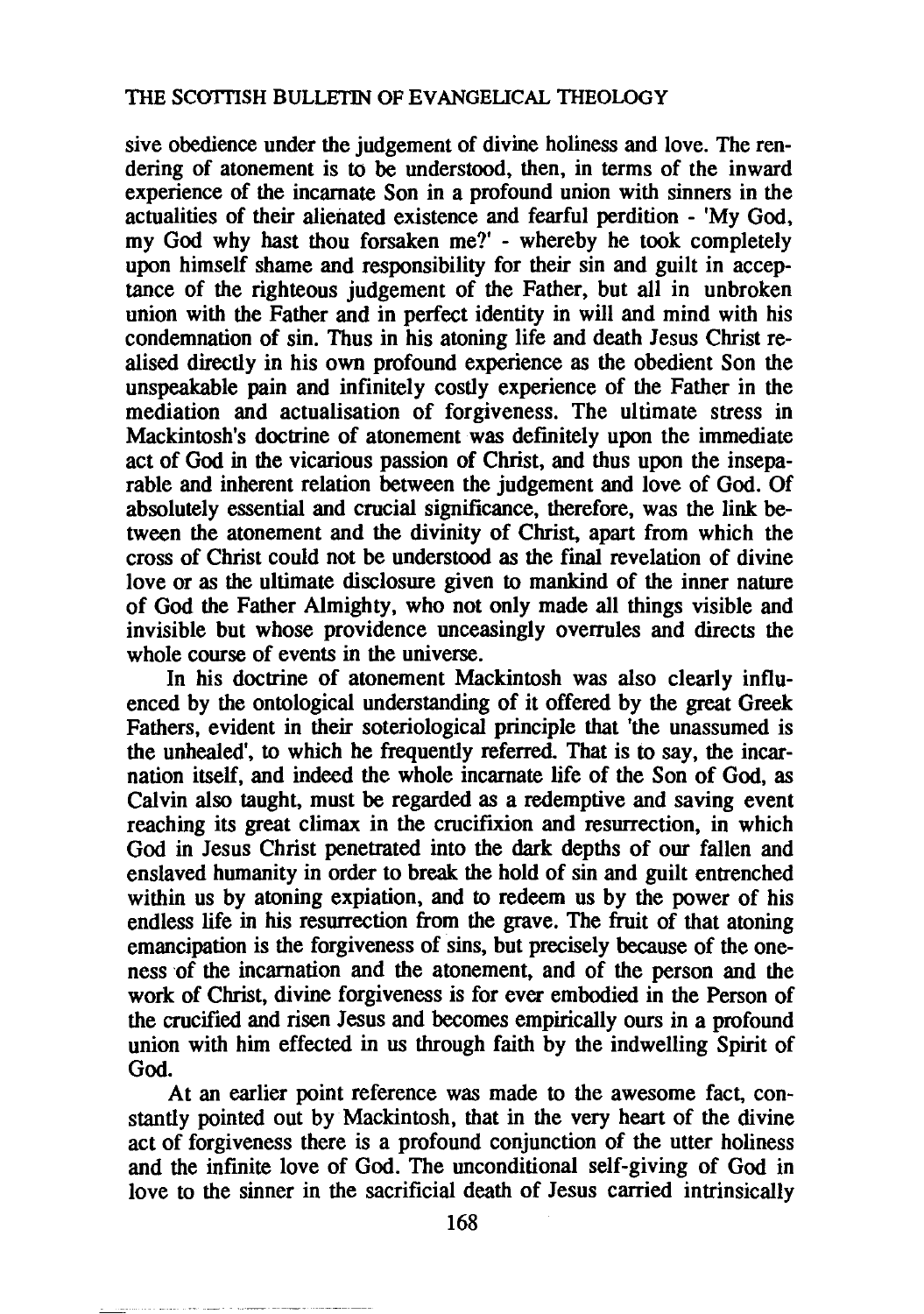sive obedience under the judgement of divine holiness and love. The rendering of atonement is to be understood, then, in terms of the inward experience of the incarnate Son in a profound union with sinners in the actualities of their alienated existence and fearful perdition - 'My God, my God why hast thou forsaken me?' - whereby he took completely upon himself shame and responsibility for their sin and guilt in acceptance of the righteous judgement of the Father, but all in unbroken union with the Father and in perfect identity in will and mind with his condemnation of sin. Thus in his atoning life and death Jesus Christ realised directly in his own profound experience as the obedient Son the unspeakable pain and infinitely costly experience of the Father in the mediation and actualisation of forgiveness. The ultimate stress in Mackintosh's doctrine of atonement was definitely upon the immediate act of God in the vicarious passion of Christ, and thus upon the inseparable and inherent relation between the judgement and love of God. Of absolutely essential and crucial significance, therefore, was the link between the atonement and the divinity of Christ, apart from which the cross of Christ could not be understood as the final revelation of divine love or as the ultimate disclosure given to mankind of the inner nature of God the Father Almighty, who not only made all things visible and invisible but whose providence unceasingly overrules and directs the whole course of events in the universe.

In his doctrine of atonement Mackintosh was also clearly influenced by the ontological understanding of it offered by the great Greek Fathers, evident in their soteriological principle that 'the unassumed is the unhealed', to which he frequently referred. That is to say, the incarnation itself, and indeed the whole incarnate life of the Son of God, as Calvin also taught, must be regarded as a redemptive and saving event reaching its great climax in the crucifixion and resurrection, in which God in Jesus Christ penetrated into the dark depths of our fallen and enslaved humanity in order to break the hold of sin and guilt entrenched within us by atoning expiation, and to redeem us by the power of his endless life in his resurrection from the grave. The fruit of that atoning emancipation is the forgiveness of sins, but precisely because of the oneness of the incarnation and the atonement, and of the person and the work of Christ, divine forgiveness is for ever embodied in the Person of the crucified and risen Jesus and becomes empirically ours in a profound union with him effected in us through faith by the indwelling Spirit of God.

At an earlier point reference was made to the awesome fact, constantly pointed out by Mackintosh, that in the very heart of the divine act of forgiveness there is a profound conjunction of the utter holiness and the infinite love of God. The unconditional self-giving of God in love to the sinner in the sacrificial death of Jesus carried intrinsically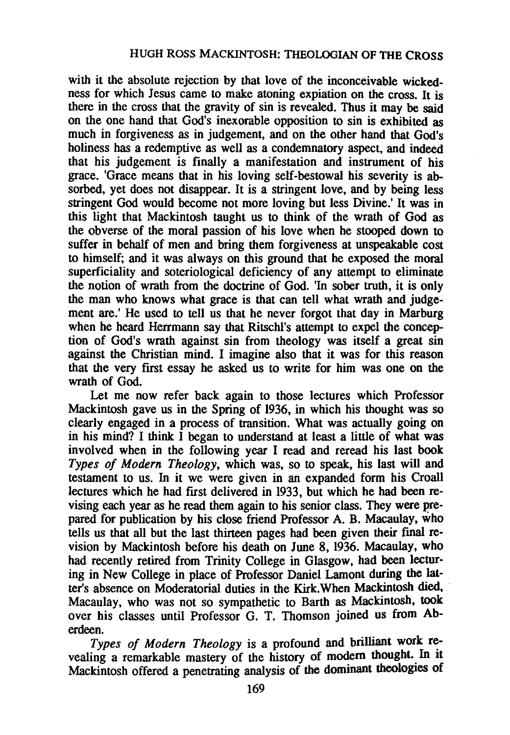with it the absolute rejection by that love of the inconceivable wickedness for which Jesus came to make atoning expiation on the cross. It is there in the cross that the gravity of sin is revealed. Thus it may be said on the one hand that God's inexorable opposition to sin is exhibited as much in forgiveness as in judgement, and on the other hand that God's holiness has a redemptive as well as a condemnatory aspect, and indeed that his judgement is finally a manifestation and instrument of his grace. 'Grace means that in his loving self-bestowal his severity is absorbed, yet does not disappear. It is a stringent love, and by being less stringent God would become not more loving but less Divine.' It was in this light that Mackintosh taught us to think of the wrath of God as the obverse of the moral passion of his love when he stooped down to suffer in behalf of men and bring them forgiveness at unspeakable cost to himself; and it was always on this ground that he exposed the moral superficiality and soteriological deficiency of any attempt to eliminate the notion of wrath from the doctrine of God. 'In sober truth, it is only the man who knows what grace is that can tell what wrath and judgement are.' He used to tell us that he never forgot that day in Marburg when he heard Herrmann say that Ritschl's attempt to expel the conception of God's wrath against sin from theology was itself a great sin against the Christian mind. I imagine also that it was for this reason that the very first essay he asked us to write for him was one on the wrath of God.

Let me now refer back again to those lectures which Professor Mackintosh gave us in the Spring of 1936, in which his thought was so clearly engaged in a process of transition. What was actually going on in his mind? I think I began to understand at least a little of what was involved when in the following year I read and reread his last book *Types of Modern Theology*, which was, so to speak, his last will and testament to us. In it we were given in an expanded form his Croall lectures which he had first delivered in 1933, but which he had been revising each year as he read them again to his senior class. They were prepared for publication by his close friend Professor A. B. Macaulay, who tells us that all but the last thirteen pages had been given their final revision by Mackintosh before his death on June 8, 1936. Macaulay, who had recently retired from Trinity College in Glasgow, had been lecturing in New College in place of Professor Daniel Lamont during the latter's absence on Moderatorial duties in the Kirk. When Mackintosh died, Macaulay, who was not so sympathetic to Barth as Mackintosh, took over his classes until Professor G. T. Thomson joined us from Aberdeen.

*Types of Modern Theology* is a profound and brilliant work revealing a remarkable mastery of the history of modern thought. In it Mackintosh offered a penetrating analysis of the dominant theologies of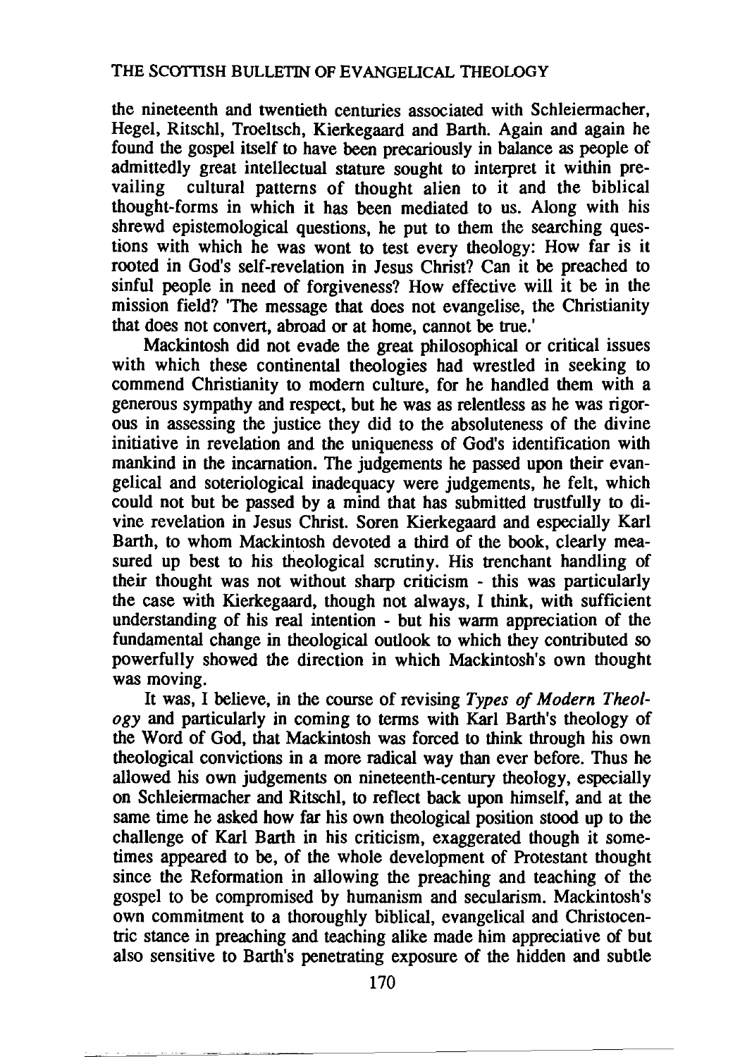the nineteenth and twentieth centuries associated with Schleiermacher, Hegel, Ritschl, Troeltsch, Kierkegaard and Barth. Again and again he found the gospel itself to have been precariously in balance as people of admittedly great intellectual stature sought to interpret it within prevailing cultural patterns of thought alien to it and the biblical thought-forms in which it has been mediated to us. Along with his shrewd epistemological questions, he put to them the searching questions with which he was wont to test every theology: How far is it rooted in God's self-revelation in Jesus Christ? Can it be preached to sinful people in need of forgiveness? How effective will it be in the mission field? 'The message that does not evangelise, the Christianity that does not convert, abroad or at home, cannot be true.'

Mackintosh did not evade the great philosophical or critical issues with which these continental theologies had wrestled in seeking to commend Christianity to modern culture, for he handled them with a generous sympathy and respect, but he was as relentless as he was rigorous in assessing the justice they did to the absoluteness of the divine initiative in revelation and the uniqueness of God's identification with mankind in the incarnation. The judgements he passed upon their evangelical and soteriological inadequacy were judgements, he felt, which could not but be passed by a mind that has submitted trustfully to divine revelation in Jesus Christ. Soren Kierkegaard and especially Karl Barth, to whom Mackintosh devoted a third of the book, clearly measured up best to his theological scrutiny. His trenchant handling of their thought was not without sharp criticism - this was particularly the case with Kierkegaard, though not always, I think, with sufficient understanding of his real intention - but his warm appreciation of the fundamental change in theological outlook to which they contributed so powerfully showed the direction in which Mackintosh's own thought was moving.

It was, I believe, in the course of revising *Types of Modern Theology* and particularly in coming to terms with Karl Barth's theology of the Word of God, that Mackintosh was forced to think through his own theological convictions in a more radical way than ever before. Thus he allowed his own judgements on nineteenth-century theology, especially on Schleiermacher and Ritschl, to reflect back upon himself, and at the same time he asked how far his own theological position stood up to the challenge of Karl Barth in his criticism, exaggerated though it sometimes appeared to be, of the whole development of Protestant thought since the Reformation in allowing the preaching and teaching of the gospel to be compromised by humanism and secularism. Mackintosh's own commitment to a thoroughly biblical, evangelical and Christocentric stance in preaching and teaching alike made him appreciative of but also sensitive to Barth's penetrating exposure of the hidden and subtle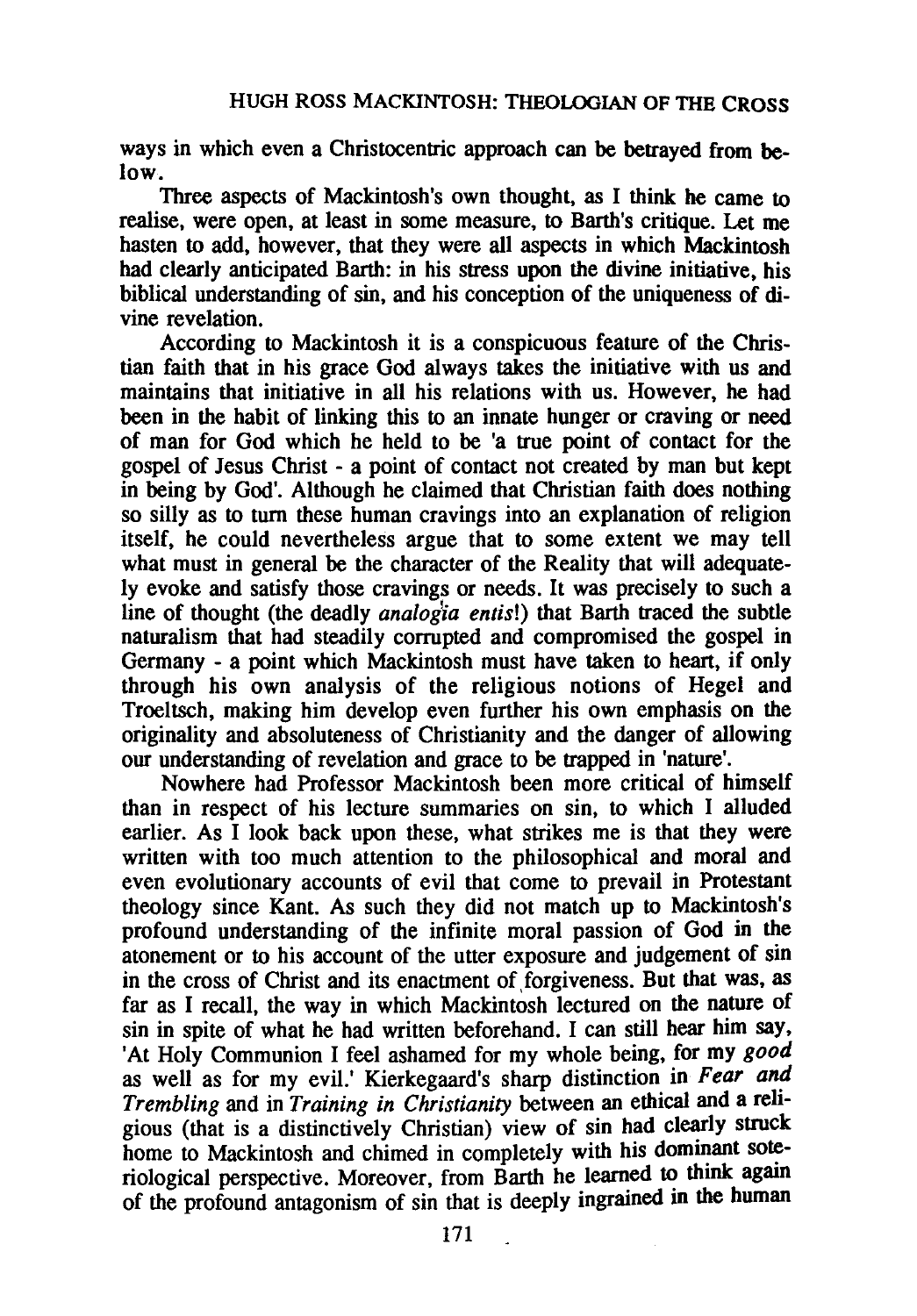ways in which even a Christocentric approach can be betrayed from below.

Three aspects of Mackintosh's own thought, as I think he came to realise, were open, at least in some measure, to Barth's critique. Let me hasten to add, however, that they were all aspects in which Mackintosh had clearly anticipated Barth: in his stress upon the divine initiative, his biblical understanding of sin, and his conception of the uniqueness of divine revelation.

According to Mackintosh it is a conspicuous feature of the Christian faith that in his grace God always takes the initiative with us and maintains that initiative in all his relations with us. However, he had been in the habit of linking this to an innate hunger or craving or need of man for God which he held to be 'a true point of contact for the gospel of Jesus Christ - a point of contact not created by man but kept in being by God'. Although he claimed that Christian faith does nothing so silly as to turn these human cravings into an explanation of religion itself, he could nevertheless argue that to some extent we may tell what must in general be the character of the Reality that will adequately evoke and satisfy those cravings or needs. It was precisely to such a line of thought (the deadly *analogia entis*!) that Barth traced the subtle naturalism that had steadily corrupted and compromised the gospel in Germany - a point which Mackintosh must have taken to heart, if only through his own analysis of the religious notions of Hegel and Troeltsch, making him develop even further his own emphasis on the originality and absoluteness of Christianity and the danger of allowing our understanding of revelation and grace to be trapped in 'nature'.

Nowhere had Professor Mackintosh been more critical of himself than in respect of his lecture summaries on sin, to which I alluded earlier. As I look back upon these, what strikes me is that they were written with too much attention to the philosophical and moral and even evolutionary accounts of evil that come to prevail in Protestant theology since Kant. As such they did not match up to Mackintosh's profound understanding of the infinite moral passion of God in the atonement or to his account of the utter exposure and judgement of sin in the cross of Christ and its enactment of forgiveness. But that was, as far as I recall, the way in which Mackintosh lectured on the nature of sin in spite of what he had written beforehand. I can still hear him say, 'At Holy Communion I feel ashamed for my whole being, for my *good* as well as for my evil.' Kierkegaard's sharp distinction in *Fear and Trembling* and in *Training in Christianity* between an ethical and a religious (that is a distinctively Christian) view of sin had clearly struck home to Mackintosh and chimed in completely with his dominant soteriological perspective. Moreover, from Barth he learned to think again of the profound antagonism of sin that is deeply ingrained in the human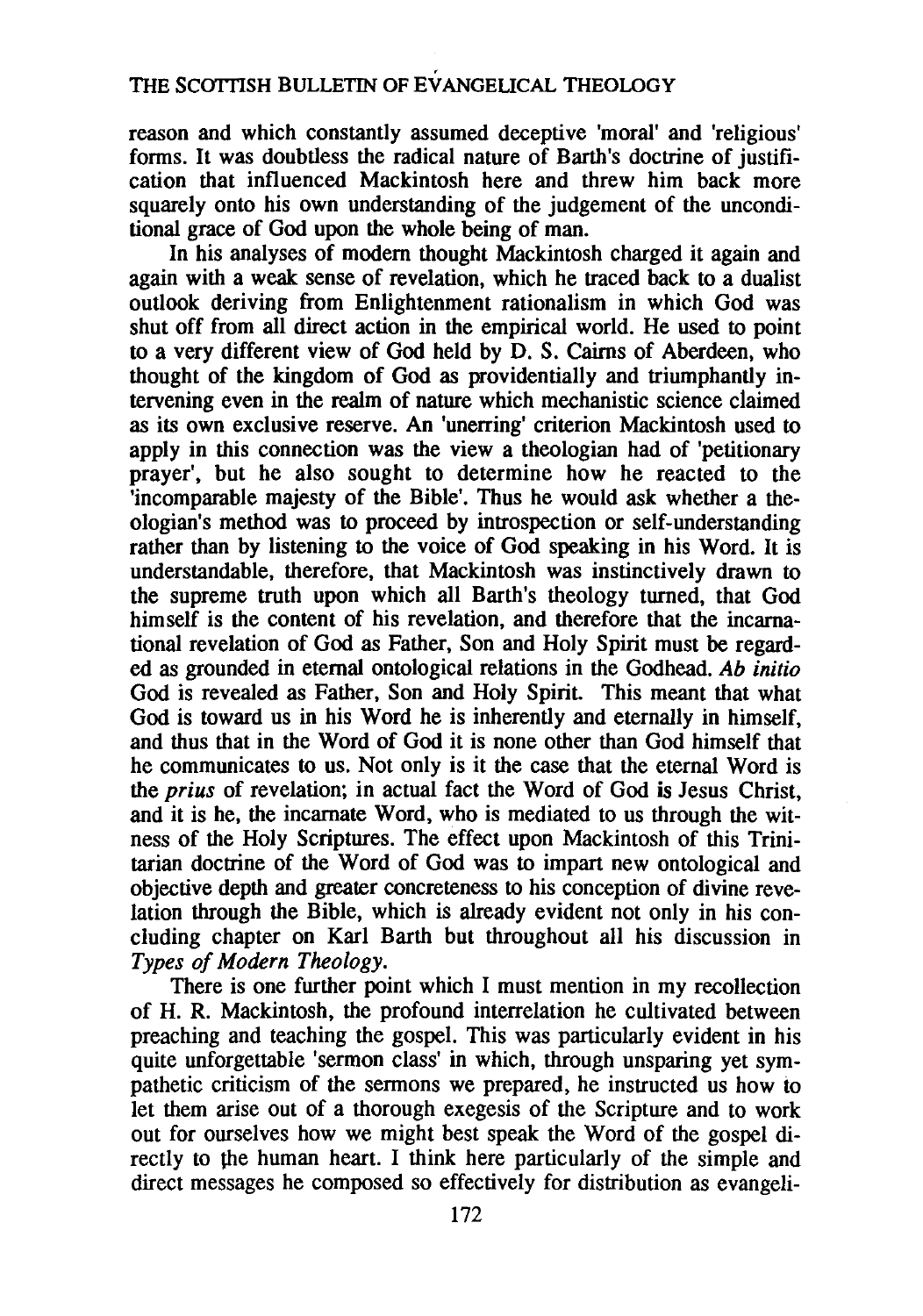reason and which constantly assumed deceptive 'moral' and 'religious' forms. It was doubtless the radical nature of Barth's doctrine of justification that influenced Mackintosh here and threw him back more squarely onto his own understanding of the judgement of the unconditional grace of God upon the whole being of man.

In his analyses of modern thought Mackintosh charged it again and again with a weak sense of revelation, which he traced back to a dualist outlook deriving from Enlightenment rationalism in which God was shut off from all direct action in the empirical world. He used to point to a very different view of God held by D. S. Cairns of Aberdeen, who thought of the kingdom of God as providentially and triumphantly intervening even in the realm of nature which mechanistic science claimed as its own exclusive reserve. An 'unerring' criterion Mackintosh used to apply in this connection was the view a theologian had of 'petitionary prayer', but he also sought to determine how he reacted to the 'incomparable majesty of the Bible'. Thus he would ask whether a theologian's method was to proceed by introspection or self-understanding rather than by listening to the voice of God speaking in his Word. It is understandable, therefore, that Mackintosh was instinctively drawn to the supreme truth upon which all Barth's theology turned, that God himself is the content of his revelation, and therefore that the incarnational revelation of God as Father, Son and Holy Spirit must be regarded as grounded in eternal ontological relations in the Godhead. *Ab initio* God is revealed as Father, Son and Holy Spirit. This meant that what God is toward us in his Word he is inherently and eternally in himself, and thus that in the Word of God it is none other than God himself that he communicates to us. Not only is it the case that the eternal Word is the *prius* of revelation; in actual fact the Word of God is Jesus Christ, and it is he, the incarnate Word, who is mediated to us through the witness of the Holy Scriptures. The effect upon Mackintosh of this Trinitarian doctrine of the Word of God was to impart new ontological and objective depth and greater concreteness to his conception of divine revelation through the Bible, which is already evident not only in his concluding chapter on Karl Barth but throughout all his discussion in *Types of Modern Theology*.

There is one further point which I must mention in my recollection of H. R. Mackintosh, the profound interrelation he cultivated between preaching and teaching the gospel. This was particularly evident in his quite unforgettable 'sermon class' in which, through unsparing yet sympathetic criticism of the sermons we prepared, he instructed us how to let them arise out of a thorough exegesis of the Scripture and to work out for ourselves how we might best speak the Word of the gospel directly to the human heart. I think here particularly of the simple and direct messages he composed so effectively for distribution as evangeli-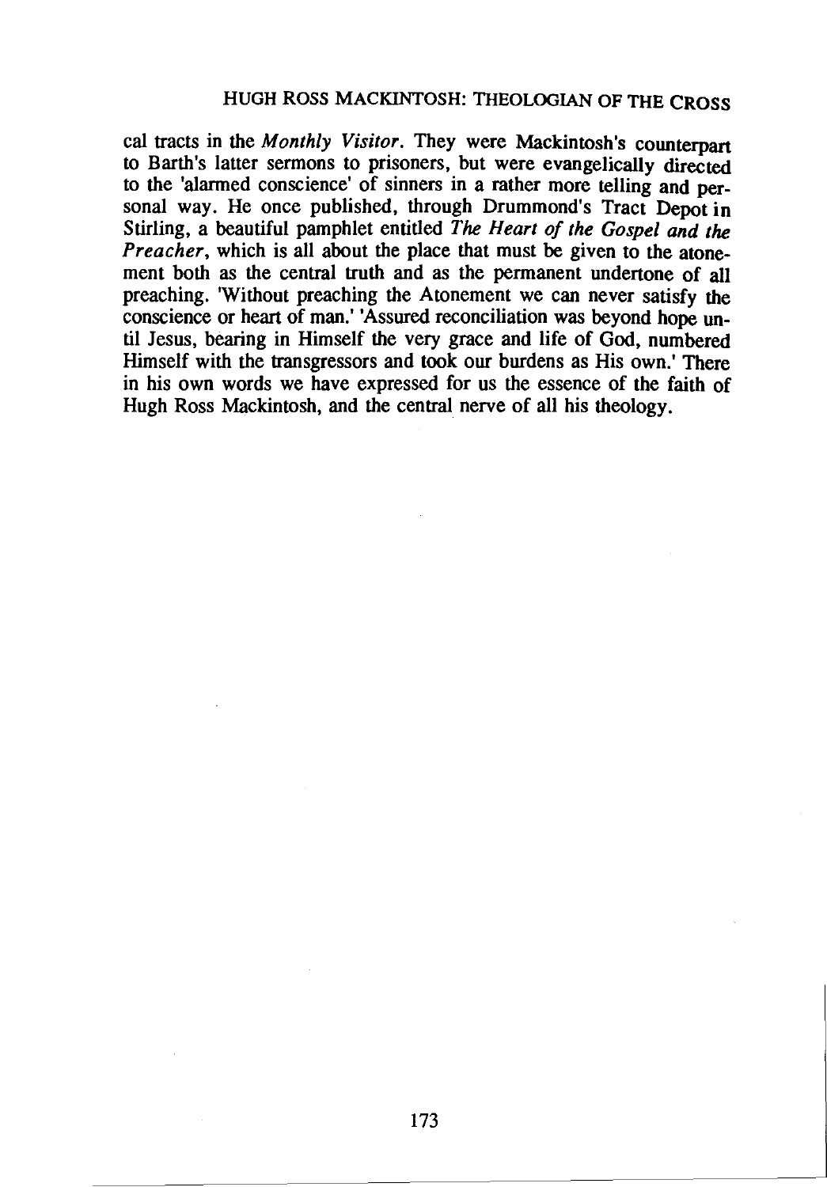cal tracts in the *Monthly Visitor*. They were Mackintosh's counterpart to Barth's latter sermons to prisoners, but were evangelically directed to the 'alarmed conscience' of sinners in a rather more telling and personal way. He once published, through Drummond's Tract Depot in Stirling, a beautiful pamphlet entitled *The Heart of the Gospel and the Preacher*, which is all about the place that must be given to the atonement both as the central truth and as the permanent undertone of all preaching. 'Without preaching the Atonement we can never satisfy the conscience or heart of man.' 'Assured reconciliation was beyond hope until Jesus, bearing in Himself the very grace and life of God, numbered Himself with the transgressors and took our burdens as His own.' There in his own words we have expressed for us the essence of the faith of Hugh Ross Mackintosh, and the central nerve of all his theology.